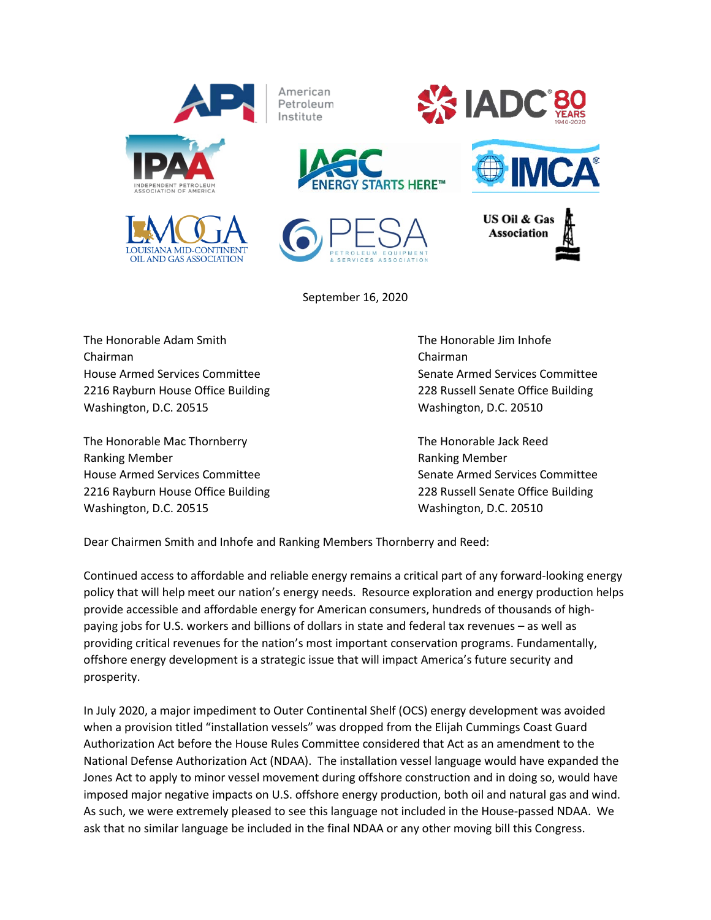American Petroleum Institute

September 16, 2020

The Honorable Adam Smith
Chairman
House Armed Services Committee
2216 Rayburn House Office Building
Washington, D.C. 20515

The Honorable Jim Inhofe
Chairman
Senate Armed Services Committee
228 Russell Senate Office Building
Washington, D.C. 20510

The Honorable Mac Thornberry
Ranking Member
House Armed Services Committee
2216 Rayburn House Office Building
Washington, D.C. 20515

The Honorable Jack Reed
Ranking Member
Senate Armed Services Committee
228 Russell Senate Office Building
Washington, D.C. 20510

Dear Chairmen Smith and Inhofe and Ranking Members Thornberry and Reed:

Continued access to affordable and reliable energy remains a critical part of any forward-looking energy policy that will help meet our nation's energy needs. Resource exploration and energy production helps provide accessible and affordable energy for American consumers, hundreds of thousands of high-paying jobs for U.S. workers and billions of dollars in state and federal tax revenues – as well as providing critical revenues for the nation's most important conservation programs. Fundamentally, offshore energy development is a strategic issue that will impact America's future security and prosperity.

In July 2020, a major impediment to Outer Continental Shelf (OCS) energy development was avoided when a provision titled "installation vessels" was dropped from the Elijah Cummings Coast Guard Authorization Act before the House Rules Committee considered that Act as an amendment to the National Defense Authorization Act (NDAA). The installation vessel language would have expanded the Jones Act to apply to minor vessel movement during offshore construction and in doing so, would have imposed major negative impacts on U.S. offshore energy production, both oil and natural gas and wind. As such, we were extremely pleased to see this language not included in the House-passed NDAA. We ask that no similar language be included in the final NDAA or any other moving bill this Congress.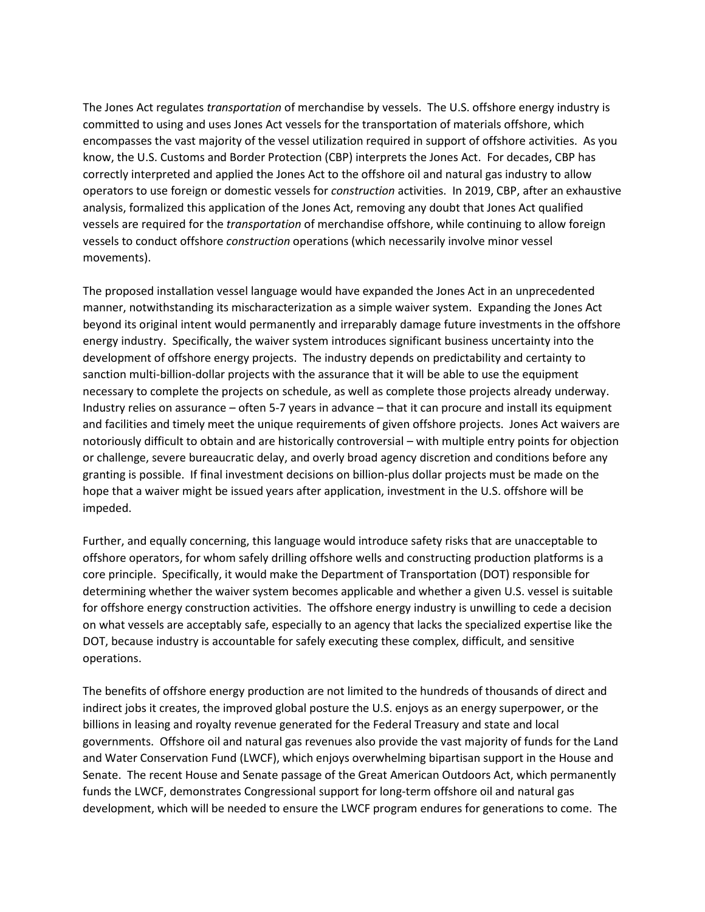The Jones Act regulates *transportation* of merchandise by vessels. The U.S. offshore energy industry is committed to using and uses Jones Act vessels for the transportation of materials offshore, which encompasses the vast majority of the vessel utilization required in support of offshore activities. As you know, the U.S. Customs and Border Protection (CBP) interprets the Jones Act. For decades, CBP has correctly interpreted and applied the Jones Act to the offshore oil and natural gas industry to allow operators to use foreign or domestic vessels for *construction* activities. In 2019, CBP, after an exhaustive analysis, formalized this application of the Jones Act, removing any doubt that Jones Act qualified vessels are required for the *transportation* of merchandise offshore, while continuing to allow foreign vessels to conduct offshore *construction* operations (which necessarily involve minor vessel movements).

The proposed installation vessel language would have expanded the Jones Act in an unprecedented manner, notwithstanding its mischaracterization as a simple waiver system. Expanding the Jones Act beyond its original intent would permanently and irreparably damage future investments in the offshore energy industry. Specifically, the waiver system introduces significant business uncertainty into the development of offshore energy projects. The industry depends on predictability and certainty to sanction multi-billion-dollar projects with the assurance that it will be able to use the equipment necessary to complete the projects on schedule, as well as complete those projects already underway. Industry relies on assurance – often 5-7 years in advance – that it can procure and install its equipment and facilities and timely meet the unique requirements of given offshore projects. Jones Act waivers are notoriously difficult to obtain and are historically controversial – with multiple entry points for objection or challenge, severe bureaucratic delay, and overly broad agency discretion and conditions before any granting is possible. If final investment decisions on billion-plus dollar projects must be made on the hope that a waiver might be issued years after application, investment in the U.S. offshore will be impeded.

Further, and equally concerning, this language would introduce safety risks that are unacceptable to offshore operators, for whom safely drilling offshore wells and constructing production platforms is a core principle. Specifically, it would make the Department of Transportation (DOT) responsible for determining whether the waiver system becomes applicable and whether a given U.S. vessel is suitable for offshore energy construction activities. The offshore energy industry is unwilling to cede a decision on what vessels are acceptably safe, especially to an agency that lacks the specialized expertise like the DOT, because industry is accountable for safely executing these complex, difficult, and sensitive operations.

The benefits of offshore energy production are not limited to the hundreds of thousands of direct and indirect jobs it creates, the improved global posture the U.S. enjoys as an energy superpower, or the billions in leasing and royalty revenue generated for the Federal Treasury and state and local governments. Offshore oil and natural gas revenues also provide the vast majority of funds for the Land and Water Conservation Fund (LWCF), which enjoys overwhelming bipartisan support in the House and Senate. The recent House and Senate passage of the Great American Outdoors Act, which permanently funds the LWCF, demonstrates Congressional support for long-term offshore oil and natural gas development, which will be needed to ensure the LWCF program endures for generations to come. The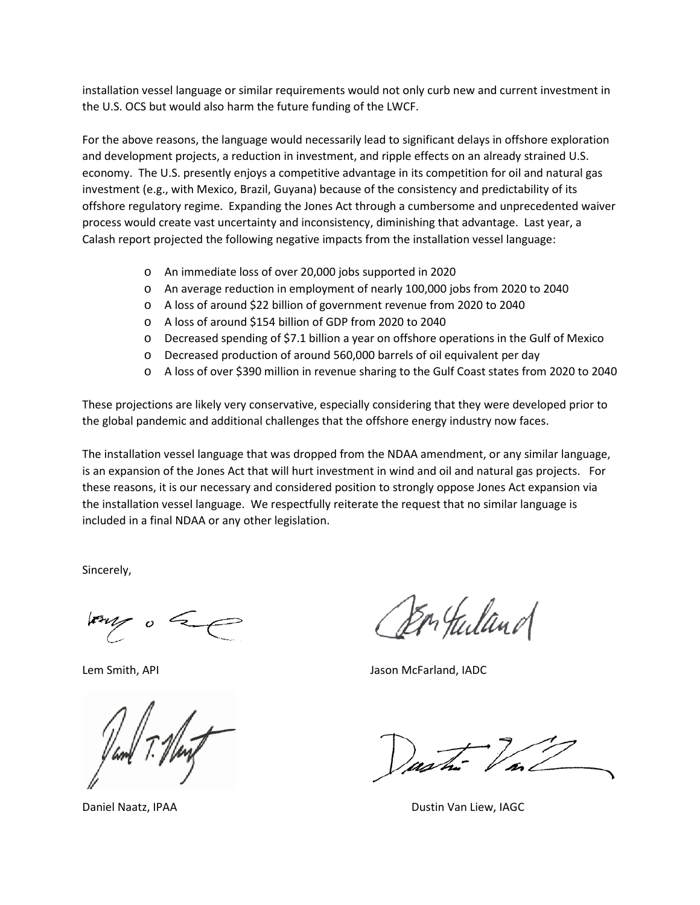installation vessel language or similar requirements would not only curb new and current investment in the U.S. OCS but would also harm the future funding of the LWCF.

For the above reasons, the language would necessarily lead to significant delays in offshore exploration and development projects, a reduction in investment, and ripple effects on an already strained U.S. economy. The U.S. presently enjoys a competitive advantage in its competition for oil and natural gas investment (e.g., with Mexico, Brazil, Guyana) because of the consistency and predictability of its offshore regulatory regime. Expanding the Jones Act through a cumbersome and unprecedented waiver process would create vast uncertainty and inconsistency, diminishing that advantage. Last year, a Calash report projected the following negative impacts from the installation vessel language:

- An immediate loss of over 20,000 jobs supported in 2020
- An average reduction in employment of nearly 100,000 jobs from 2020 to 2040
- A loss of around $22 billion of government revenue from 2020 to 2040
- A loss of around $154 billion of GDP from 2020 to 2040
- Decreased spending of $7.1 billion a year on offshore operations in the Gulf of Mexico
- Decreased production of around 560,000 barrels of oil equivalent per day
- A loss of over $390 million in revenue sharing to the Gulf Coast states from 2020 to 2040

These projections are likely very conservative, especially considering that they were developed prior to the global pandemic and additional challenges that the offshore energy industry now faces.

The installation vessel language that was dropped from the NDAA amendment, or any similar language, is an expansion of the Jones Act that will hurt investment in wind and oil and natural gas projects. For these reasons, it is our necessary and considered position to strongly oppose Jones Act expansion via the installation vessel language. We respectfully reiterate the request that no similar language is included in a final NDAA or any other legislation.

Sincerely,

Lem Smith, API

Jason McFarland, IADC

Daniel Naatz, IPAA

Dustin Van Liew, IAGC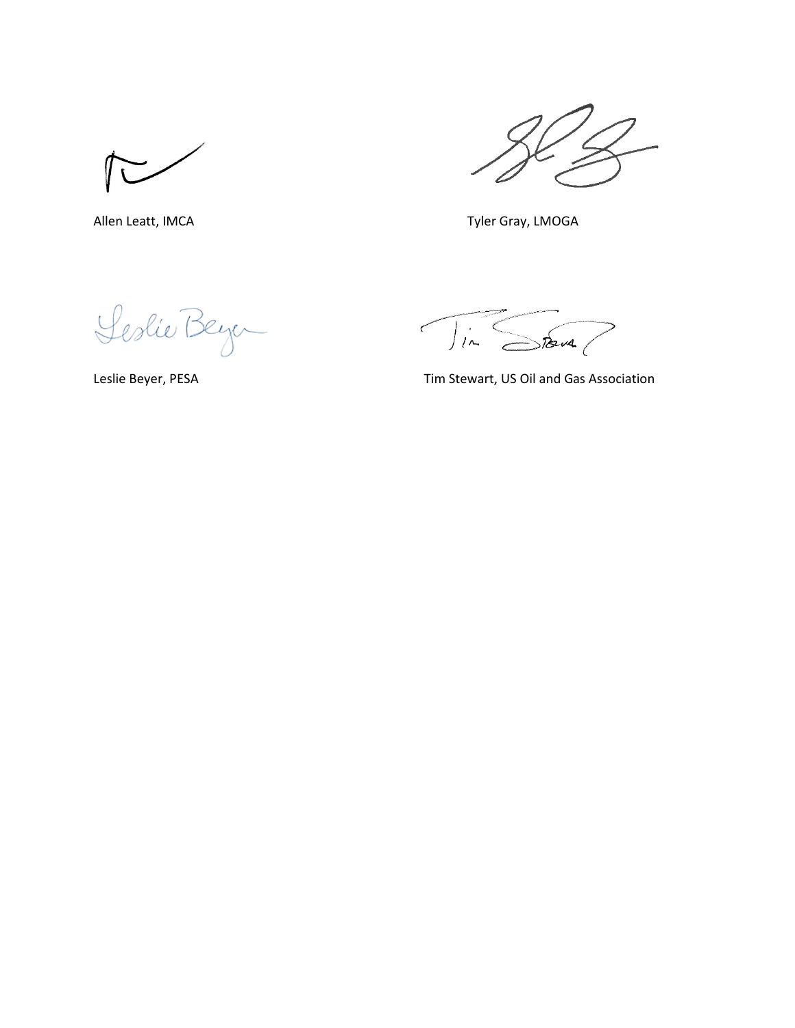Allen Leatt, IMCA

Tyler Gray, LMOGA

Leslie Beyer, PESA

Tim Stewart, US Oil and Gas Association